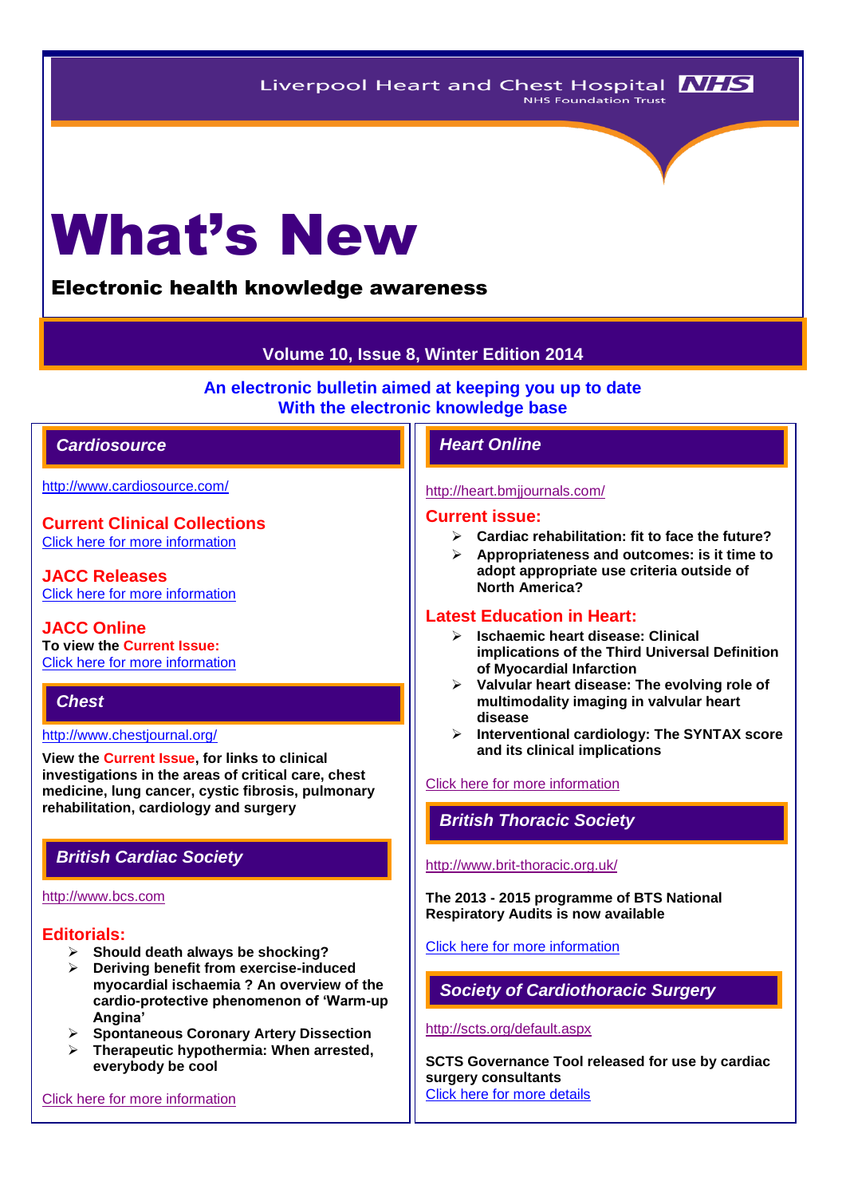Liverpool Heart and Chest Hospital NHS Foundation Trust

# What's New

## Electronic health knowledge awareness

**Volume 10, Issue 8, Winter Edition 2014**

**An electronic bulletin aimed at keeping you up to date With the electronic knowledge base**

## *Cardiosource*

http://www.cardiosource.com/

### Current Clinical Collections

Click here for more information

### JACC Releases

Click here for more information

### JACC Online

**To view the Current Issue:**
Click here for more information

## *Chest*

http://www.chestjournal.org/

**View the Current Issue, for links to clinical investigations in the areas of critical care, chest medicine, lung cancer, cystic fibrosis, pulmonary rehabilitation, cardiology and surgery**

## *British Cardiac Society*

http://www.bcs.com

### Editorials:

- **Should death always be shocking?**
- **Deriving benefit from exercise-induced myocardial ischaemia ? An overview of the cardio-protective phenomenon of 'Warm-up Angina'**
- **Spontaneous Coronary Artery Dissection**
- **Therapeutic hypothermia: When arrested, everybody be cool**

Click here for more information

## *Heart Online*

http://heart.bmjjournals.com/

### Current issue:

- **Cardiac rehabilitation: fit to face the future?**
- **Appropriateness and outcomes: is it time to adopt appropriate use criteria outside of North America?**

### Latest Education in Heart:

- **Ischaemic heart disease: Clinical implications of the Third Universal Definition of Myocardial Infarction**
- **Valvular heart disease: The evolving role of multimodality imaging in valvular heart disease**
- **Interventional cardiology: The SYNTAX score and its clinical implications**

Click here for more information

## *British Thoracic Society*

http://www.brit-thoracic.org.uk/

**The 2013 - 2015 programme of BTS National Respiratory Audits is now available**

Click here for more information

## *Society of Cardiothoracic Surgery*

http://scts.org/default.aspx

**SCTS Governance Tool released for use by cardiac surgery consultants**
Click here for more details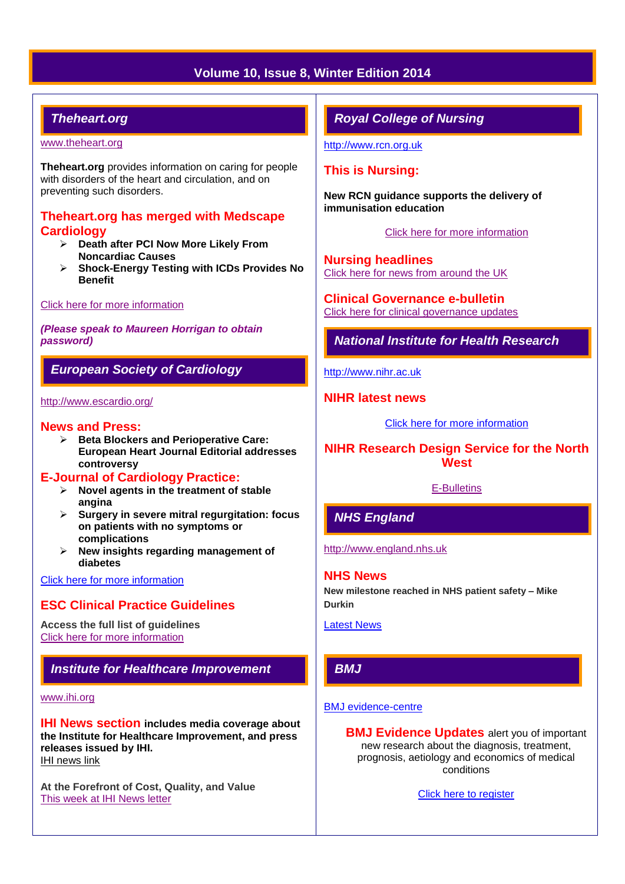## Theheart.org

www.theheart.org

**Theheart.org** provides information on caring for people with disorders of the heart and circulation, and on preventing such disorders.

### Theheart.org has merged with Medscape Cardiology

- **Death after PCI Now More Likely From Noncardiac Causes**
- **Shock-Energy Testing with ICDs Provides No Benefit**

Click here for more information

***(Please speak to Maureen Horrigan to obtain password)***

## European Society of Cardiology

http://www.escardio.org/

### News and Press:

- **Beta Blockers and Perioperative Care: European Heart Journal Editorial addresses controversy**

### E-Journal of Cardiology Practice:

- **Novel agents in the treatment of stable angina**
- **Surgery in severe mitral regurgitation: focus on patients with no symptoms or complications**
- **New insights regarding management of diabetes**

Click here for more information

### ESC Clinical Practice Guidelines

**Access the full list of guidelines**
Click here for more information

## Institute for Healthcare Improvement

www.ihi.org

**IHI News section includes media coverage about the Institute for Healthcare Improvement, and press releases issued by IHI.**
IHI news link

**At the Forefront of Cost, Quality, and Value**
This week at IHI News letter

## Royal College of Nursing

http://www.rcn.org.uk

### This is Nursing:

**New RCN guidance supports the delivery of immunisation education**

Click here for more information

### Nursing headlines

Click here for news from around the UK

### Clinical Governance e-bulletin

Click here for clinical governance updates

## National Institute for Health Research

http://www.nihr.ac.uk

### NIHR latest news

Click here for more information

### NIHR Research Design Service for the North West

E-Bulletins

## NHS England

http://www.england.nhs.uk

### NHS News

**New milestone reached in NHS patient safety – Mike Durkin**

Latest News

## BMJ

BMJ evidence-centre

**BMJ Evidence Updates** alert you of important new research about the diagnosis, treatment, prognosis, aetiology and economics of medical conditions

Click here to register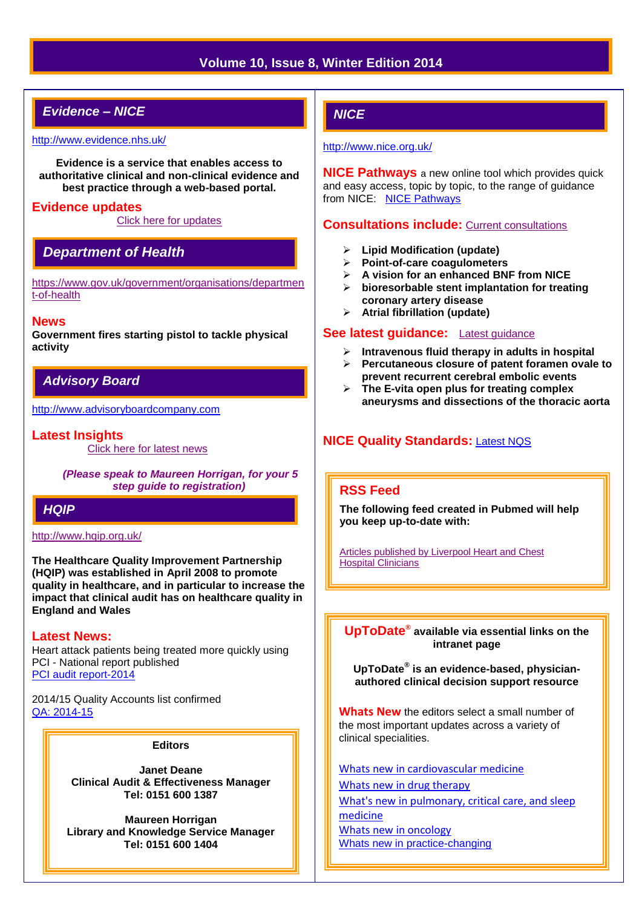Volume 10, Issue 8, Winter Edition 2014

## Evidence – NICE

http://www.evidence.nhs.uk/

**Evidence is a service that enables access to authoritative clinical and non-clinical evidence and best practice through a web-based portal.**

### Evidence updates

Click here for updates

## Department of Health

https://www.gov.uk/government/organisations/department-of-health

### News

**Government fires starting pistol to tackle physical activity**

## Advisory Board

http://www.advisoryboardcompany.com

### Latest Insights

Click here for latest news

***(Please speak to Maureen Horrigan, for your 5 step guide to registration)***

## HQIP

http://www.hqip.org.uk/

**The Healthcare Quality Improvement Partnership (HQIP) was established in April 2008 to promote quality in healthcare, and in particular to increase the impact that clinical audit has on healthcare quality in England and Wales**

### Latest News:

Heart attack patients being treated more quickly using PCI - National report published
PCI audit report-2014

2014/15 Quality Accounts list confirmed
QA: 2014-15

**Editors**

**Janet Deane**
**Clinical Audit & Effectiveness Manager**
**Tel: 0151 600 1387**

**Maureen Horrigan**
**Library and Knowledge Service Manager**
**Tel: 0151 600 1404**

## NICE

http://www.nice.org.uk/

**NICE Pathways** a new online tool which provides quick and easy access, topic by topic, to the range of guidance from NICE: NICE Pathways

### Consultations include: Current consultations

- **Lipid Modification (update)**
- **Point-of-care coagulometers**
- **A vision for an enhanced BNF from NICE**
- **bioresorbable stent implantation for treating coronary artery disease**
- **Atrial fibrillation (update)**

### See latest guidance: Latest guidance

- **Intravenous fluid therapy in adults in hospital**
- **Percutaneous closure of patent foramen ovale to prevent recurrent cerebral embolic events**
- **The E-vita open plus for treating complex aneurysms and dissections of the thoracic aorta**

### NICE Quality Standards: Latest NQS

### RSS Feed

**The following feed created in Pubmed will help you keep up-to-date with:**

Articles published by Liverpool Heart and Chest Hospital Clinicians

**UpToDate® available via essential links on the intranet page**

**UpToDate® is an evidence-based, physician-authored clinical decision support resource**

**Whats New** the editors select a small number of the most important updates across a variety of clinical specialities.

Whats new in cardiovascular medicine
Whats new in drug therapy
What's new in pulmonary, critical care, and sleep medicine
Whats new in oncology
Whats new in practice-changing